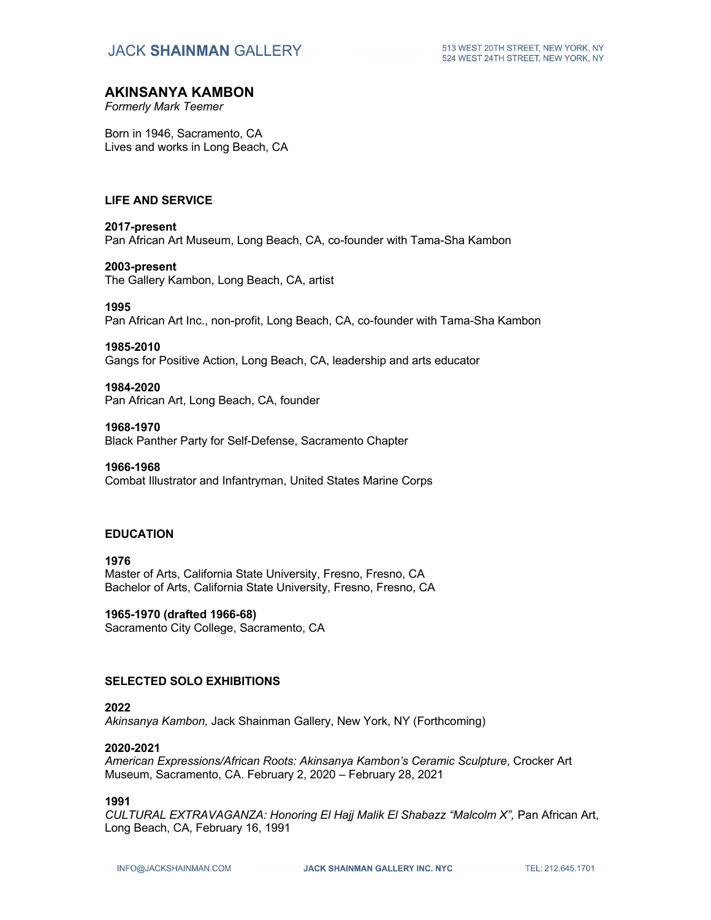# AKINSANYA KAMBON

*Formerly Mark Teemer*

Born in 1946, Sacramento, CA
Lives and works in Long Beach, CA

## LIFE AND SERVICE

**2017-present**
Pan African Art Museum, Long Beach, CA, co-founder with Tama-Sha Kambon

**2003-present**
The Gallery Kambon, Long Beach, CA, artist

**1995**
Pan African Art Inc., non-profit, Long Beach, CA, co-founder with Tama-Sha Kambon

**1985-2010**
Gangs for Positive Action, Long Beach, CA, leadership and arts educator

**1984-2020**
Pan African Art, Long Beach, CA, founder

**1968-1970**
Black Panther Party for Self-Defense, Sacramento Chapter

**1966-1968**
Combat Illustrator and Infantryman, United States Marine Corps

## EDUCATION

**1976**
Master of Arts, California State University, Fresno, Fresno, CA
Bachelor of Arts, California State University, Fresno, Fresno, CA

**1965-1970 (drafted 1966-68)**
Sacramento City College, Sacramento, CA

## SELECTED SOLO EXHIBITIONS

**2022**
*Akinsanya Kambon,* Jack Shainman Gallery, New York, NY (Forthcoming)

**2020-2021**
*American Expressions/African Roots: Akinsanya Kambon's Ceramic Sculpture*, Crocker Art Museum, Sacramento, CA. February 2, 2020 – February 28, 2021

**1991**
*CULTURAL EXTRAVAGANZA: Honoring El Hajj Malik El Shabazz "Malcolm X",* Pan African Art, Long Beach, CA, February 16, 1991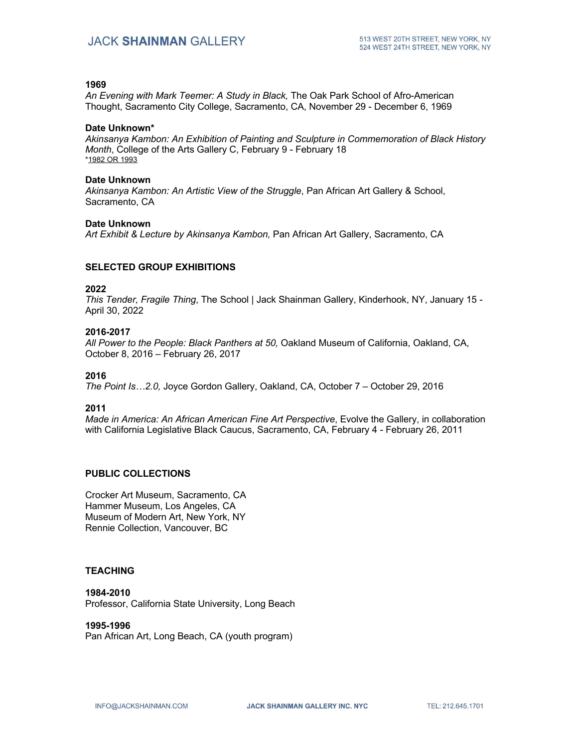**1969**
*An Evening with Mark Teemer: A Study in Black,* The Oak Park School of Afro-American Thought, Sacramento City College, Sacramento, CA, November 29 - December 6, 1969

**Date Unknown***
*Akinsanya Kambon: An Exhibition of Painting and Sculpture in Commemoration of Black History Month*, College of the Arts Gallery C, February 9 - February 18
*1982 OR 1993

**Date Unknown**
*Akinsanya Kambon: An Artistic View of the Struggle*, Pan African Art Gallery & School, Sacramento, CA

**Date Unknown**
*Art Exhibit & Lecture by Akinsanya Kambon,* Pan African Art Gallery, Sacramento, CA

## SELECTED GROUP EXHIBITIONS

**2022**
*This Tender, Fragile Thing*, The School | Jack Shainman Gallery, Kinderhook, NY, January 15 - April 30, 2022

**2016-2017**
*All Power to the People: Black Panthers at 50,* Oakland Museum of California, Oakland, CA, October 8, 2016 – February 26, 2017

**2016**
*The Point Is…2.0,* Joyce Gordon Gallery, Oakland, CA, October 7 – October 29, 2016

**2011**
*Made in America: An African American Fine Art Perspective*, Evolve the Gallery, in collaboration with California Legislative Black Caucus, Sacramento, CA, February 4 - February 26, 2011

## PUBLIC COLLECTIONS

Crocker Art Museum, Sacramento, CA
Hammer Museum, Los Angeles, CA
Museum of Modern Art, New York, NY
Rennie Collection, Vancouver, BC

## TEACHING

**1984-2010**
Professor, California State University, Long Beach

**1995-1996**
Pan African Art, Long Beach, CA (youth program)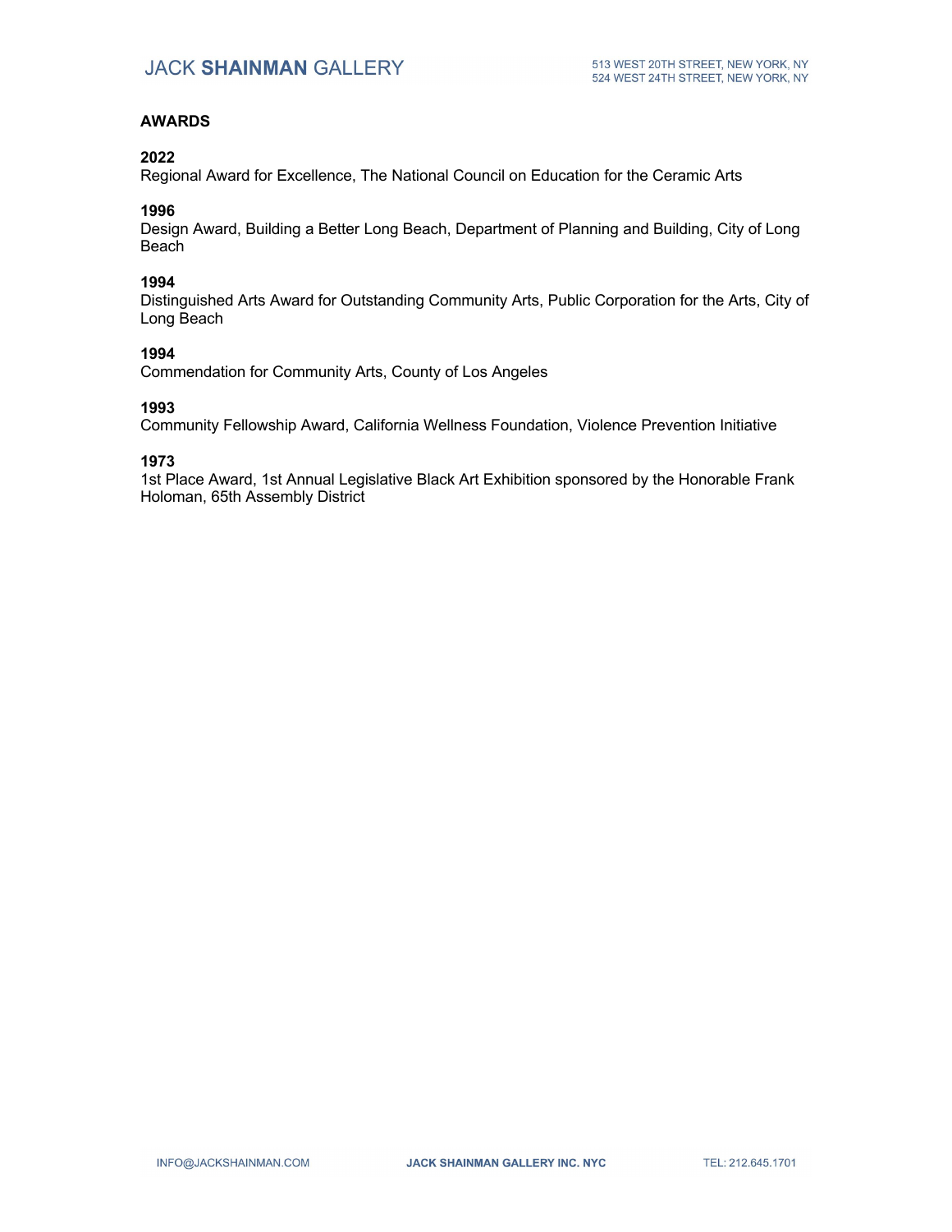## AWARDS

**2022**
Regional Award for Excellence, The National Council on Education for the Ceramic Arts

**1996**
Design Award, Building a Better Long Beach, Department of Planning and Building, City of Long Beach

**1994**
Distinguished Arts Award for Outstanding Community Arts, Public Corporation for the Arts, City of Long Beach

**1994**
Commendation for Community Arts, County of Los Angeles

**1993**
Community Fellowship Award, California Wellness Foundation, Violence Prevention Initiative

**1973**
1st Place Award, 1st Annual Legislative Black Art Exhibition sponsored by the Honorable Frank Holoman, 65th Assembly District